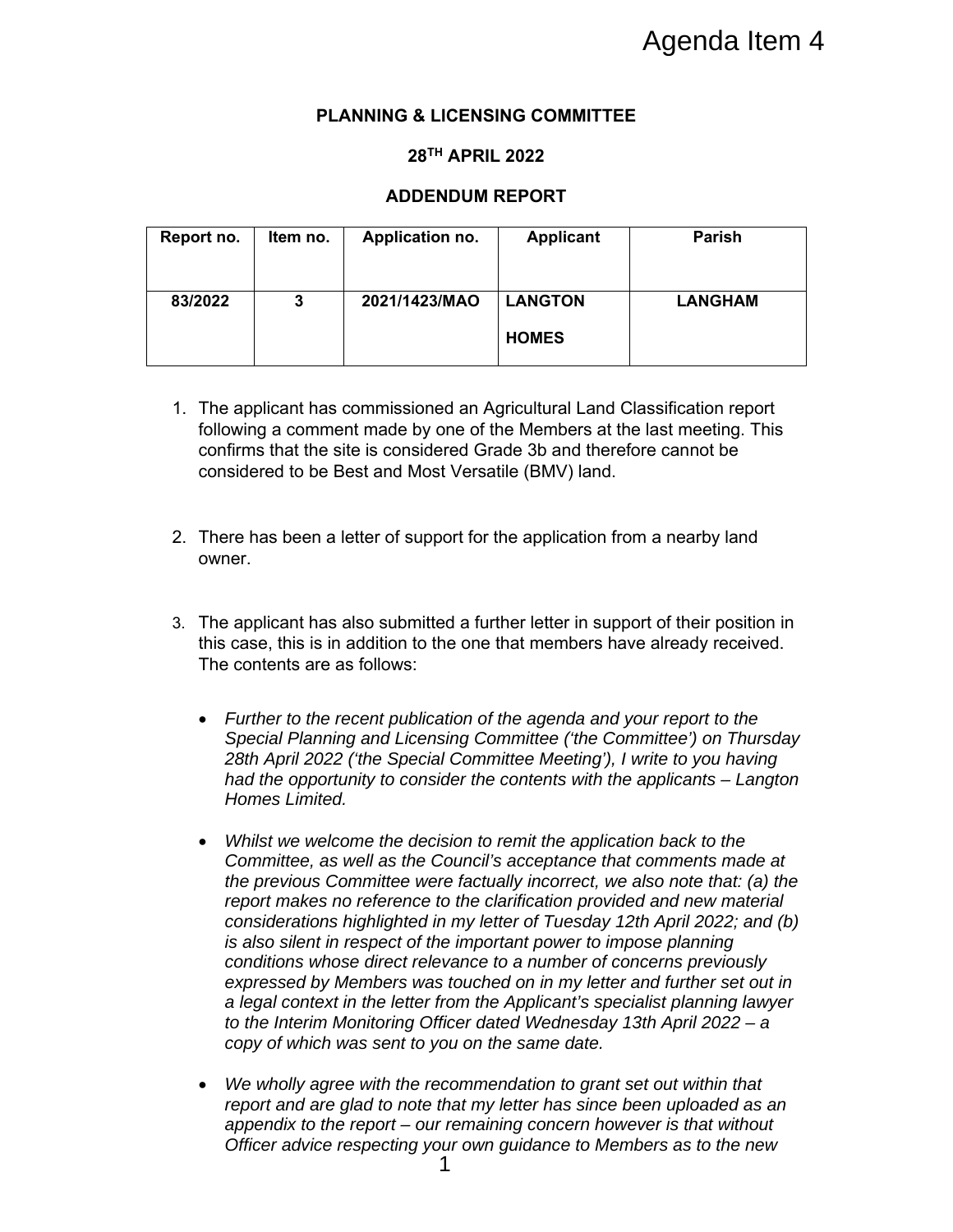Agenda Item 4

**PLANNING & LICENSING COMMITTEE**

**28TH APRIL 2022**

**ADDENDUM REPORT**

| Report no. | Item no. | Application no. | Applicant | Parish |
|---|---|---|---|---|
| 83/2022 | 3 | 2021/1423/MAO | LANGTON HOMES | LANGHAM |

1. The applicant has commissioned an Agricultural Land Classification report following a comment made by one of the Members at the last meeting. This confirms that the site is considered Grade 3b and therefore cannot be considered to be Best and Most Versatile (BMV) land.

2. There has been a letter of support for the application from a nearby land owner.

3. The applicant has also submitted a further letter in support of their position in this case, this is in addition to the one that members have already received. The contents are as follows:

   - *Further to the recent publication of the agenda and your report to the Special Planning and Licensing Committee ('the Committee') on Thursday 28th April 2022 ('the Special Committee Meeting'), I write to you having had the opportunity to consider the contents with the applicants – Langton Homes Limited.*

   - *Whilst we welcome the decision to remit the application back to the Committee, as well as the Council's acceptance that comments made at the previous Committee were factually incorrect, we also note that: (a) the report makes no reference to the clarification provided and new material considerations highlighted in my letter of Tuesday 12th April 2022; and (b) is also silent in respect of the important power to impose planning conditions whose direct relevance to a number of concerns previously expressed by Members was touched on in my letter and further set out in a legal context in the letter from the Applicant's specialist planning lawyer to the Interim Monitoring Officer dated Wednesday 13th April 2022 – a copy of which was sent to you on the same date.*

   - *We wholly agree with the recommendation to grant set out within that report and are glad to note that my letter has since been uploaded as an appendix to the report – our remaining concern however is that without Officer advice respecting your own guidance to Members as to the new*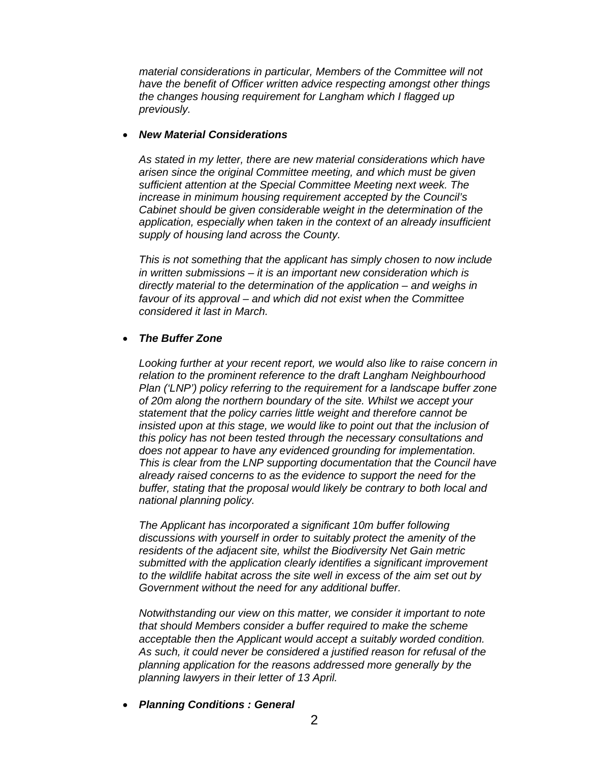*material considerations in particular, Members of the Committee will not have the benefit of Officer written advice respecting amongst other things the changes housing requirement for Langham which I flagged up previously.*

- ***New Material Considerations***

  *As stated in my letter, there are new material considerations which have arisen since the original Committee meeting, and which must be given sufficient attention at the Special Committee Meeting next week. The increase in minimum housing requirement accepted by the Council's Cabinet should be given considerable weight in the determination of the application, especially when taken in the context of an already insufficient supply of housing land across the County.*

  *This is not something that the applicant has simply chosen to now include in written submissions – it is an important new consideration which is directly material to the determination of the application – and weighs in favour of its approval – and which did not exist when the Committee considered it last in March.*

- ***The Buffer Zone***

  *Looking further at your recent report, we would also like to raise concern in relation to the prominent reference to the draft Langham Neighbourhood Plan ('LNP') policy referring to the requirement for a landscape buffer zone of 20m along the northern boundary of the site. Whilst we accept your statement that the policy carries little weight and therefore cannot be insisted upon at this stage, we would like to point out that the inclusion of this policy has not been tested through the necessary consultations and does not appear to have any evidenced grounding for implementation. This is clear from the LNP supporting documentation that the Council have already raised concerns to as the evidence to support the need for the buffer, stating that the proposal would likely be contrary to both local and national planning policy.*

  *The Applicant has incorporated a significant 10m buffer following discussions with yourself in order to suitably protect the amenity of the residents of the adjacent site, whilst the Biodiversity Net Gain metric submitted with the application clearly identifies a significant improvement to the wildlife habitat across the site well in excess of the aim set out by Government without the need for any additional buffer.*

  *Notwithstanding our view on this matter, we consider it important to note that should Members consider a buffer required to make the scheme acceptable then the Applicant would accept a suitably worded condition. As such, it could never be considered a justified reason for refusal of the planning application for the reasons addressed more generally by the planning lawyers in their letter of 13 April.*

- ***Planning Conditions : General***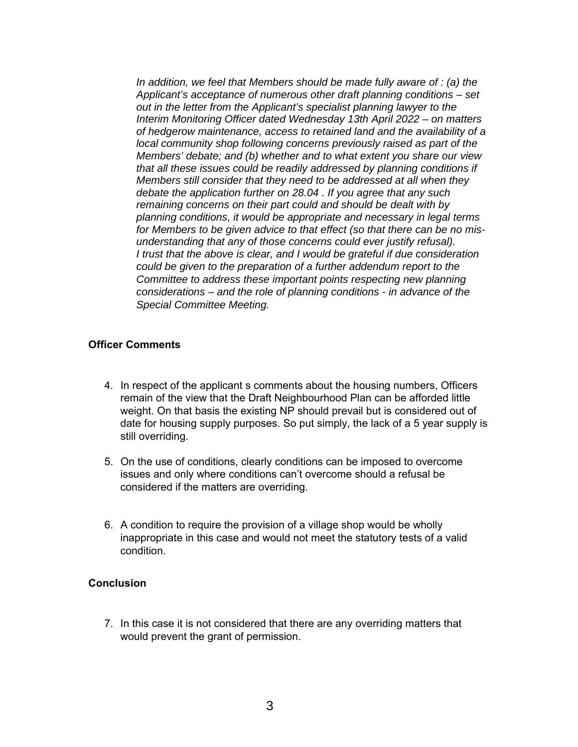*In addition, we feel that Members should be made fully aware of : (a) the Applicant's acceptance of numerous other draft planning conditions – set out in the letter from the Applicant's specialist planning lawyer to the Interim Monitoring Officer dated Wednesday 13th April 2022 – on matters of hedgerow maintenance, access to retained land and the availability of a local community shop following concerns previously raised as part of the Members' debate; and (b) whether and to what extent you share our view that all these issues could be readily addressed by planning conditions if Members still consider that they need to be addressed at all when they debate the application further on 28.04 . If you agree that any such remaining concerns on their part could and should be dealt with by planning conditions, it would be appropriate and necessary in legal terms for Members to be given advice to that effect (so that there can be no mis-understanding that any of those concerns could ever justify refusal). I trust that the above is clear, and I would be grateful if due consideration could be given to the preparation of a further addendum report to the Committee to address these important points respecting new planning considerations – and the role of planning conditions - in advance of the Special Committee Meeting.*

**Officer Comments**

4. In respect of the applicant s comments about the housing numbers, Officers remain of the view that the Draft Neighbourhood Plan can be afforded little weight. On that basis the existing NP should prevail but is considered out of date for housing supply purposes. So put simply, the lack of a 5 year supply is still overriding.

5. On the use of conditions, clearly conditions can be imposed to overcome issues and only where conditions can't overcome should a refusal be considered if the matters are overriding.

6. A condition to require the provision of a village shop would be wholly inappropriate in this case and would not meet the statutory tests of a valid condition.

**Conclusion**

7. In this case it is not considered that there are any overriding matters that would prevent the grant of permission.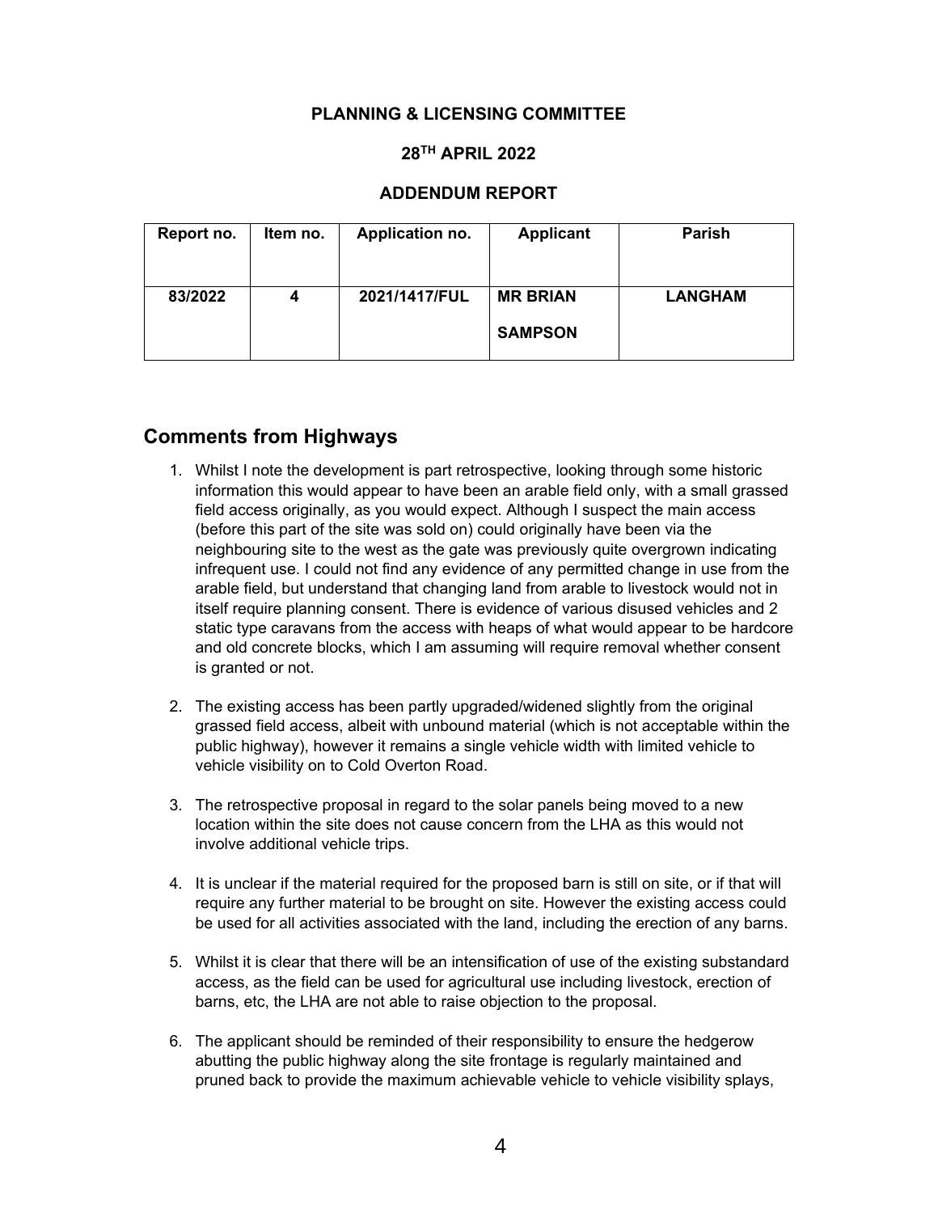**PLANNING & LICENSING COMMITTEE**

**28TH APRIL 2022**

**ADDENDUM REPORT**

| Report no. | Item no. | Application no. | Applicant | Parish |
|---|---|---|---|---|
| 83/2022 | 4 | 2021/1417/FUL | MR BRIAN SAMPSON | LANGHAM |

## Comments from Highways

1. Whilst I note the development is part retrospective, looking through some historic information this would appear to have been an arable field only, with a small grassed field access originally, as you would expect. Although I suspect the main access (before this part of the site was sold on) could originally have been via the neighbouring site to the west as the gate was previously quite overgrown indicating infrequent use. I could not find any evidence of any permitted change in use from the arable field, but understand that changing land from arable to livestock would not in itself require planning consent. There is evidence of various disused vehicles and 2 static type caravans from the access with heaps of what would appear to be hardcore and old concrete blocks, which I am assuming will require removal whether consent is granted or not.

2. The existing access has been partly upgraded/widened slightly from the original grassed field access, albeit with unbound material (which is not acceptable within the public highway), however it remains a single vehicle width with limited vehicle to vehicle visibility on to Cold Overton Road.

3. The retrospective proposal in regard to the solar panels being moved to a new location within the site does not cause concern from the LHA as this would not involve additional vehicle trips.

4. It is unclear if the material required for the proposed barn is still on site, or if that will require any further material to be brought on site. However the existing access could be used for all activities associated with the land, including the erection of any barns.

5. Whilst it is clear that there will be an intensification of use of the existing substandard access, as the field can be used for agricultural use including livestock, erection of barns, etc, the LHA are not able to raise objection to the proposal.

6. The applicant should be reminded of their responsibility to ensure the hedgerow abutting the public highway along the site frontage is regularly maintained and pruned back to provide the maximum achievable vehicle to vehicle visibility splays,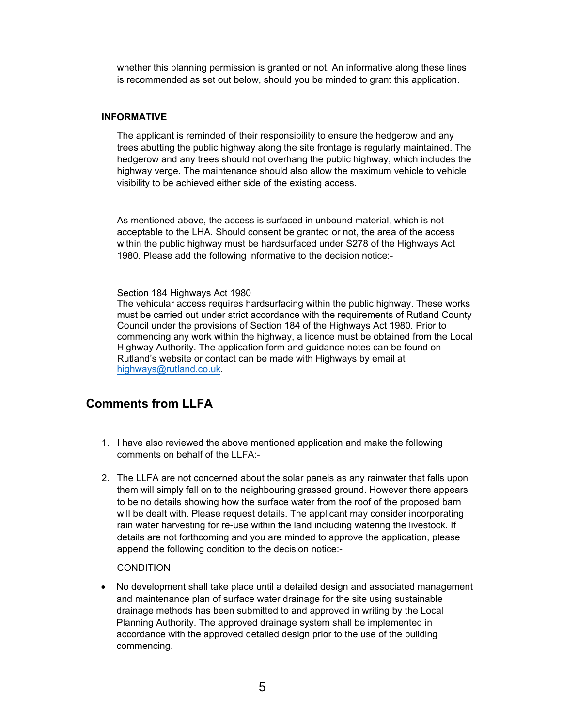whether this planning permission is granted or not. An informative along these lines is recommended as set out below, should you be minded to grant this application.

**INFORMATIVE**

The applicant is reminded of their responsibility to ensure the hedgerow and any trees abutting the public highway along the site frontage is regularly maintained. The hedgerow and any trees should not overhang the public highway, which includes the highway verge. The maintenance should also allow the maximum vehicle to vehicle visibility to be achieved either side of the existing access.

As mentioned above, the access is surfaced in unbound material, which is not acceptable to the LHA. Should consent be granted or not, the area of the access within the public highway must be hardsurfaced under S278 of the Highways Act 1980. Please add the following informative to the decision notice:-

Section 184 Highways Act 1980
The vehicular access requires hardsurfacing within the public highway. These works must be carried out under strict accordance with the requirements of Rutland County Council under the provisions of Section 184 of the Highways Act 1980. Prior to commencing any work within the highway, a licence must be obtained from the Local Highway Authority. The application form and guidance notes can be found on Rutland's website or contact can be made with Highways by email at highways@rutland.co.uk.

## Comments from LLFA

1. I have also reviewed the above mentioned application and make the following comments on behalf of the LLFA:-

2. The LLFA are not concerned about the solar panels as any rainwater that falls upon them will simply fall on to the neighbouring grassed ground. However there appears to be no details showing how the surface water from the roof of the proposed barn will be dealt with. Please request details. The applicant may consider incorporating rain water harvesting for re-use within the land including watering the livestock. If details are not forthcoming and you are minded to approve the application, please append the following condition to the decision notice:-

   CONDITION

- No development shall take place until a detailed design and associated management and maintenance plan of surface water drainage for the site using sustainable drainage methods has been submitted to and approved in writing by the Local Planning Authority. The approved drainage system shall be implemented in accordance with the approved detailed design prior to the use of the building commencing.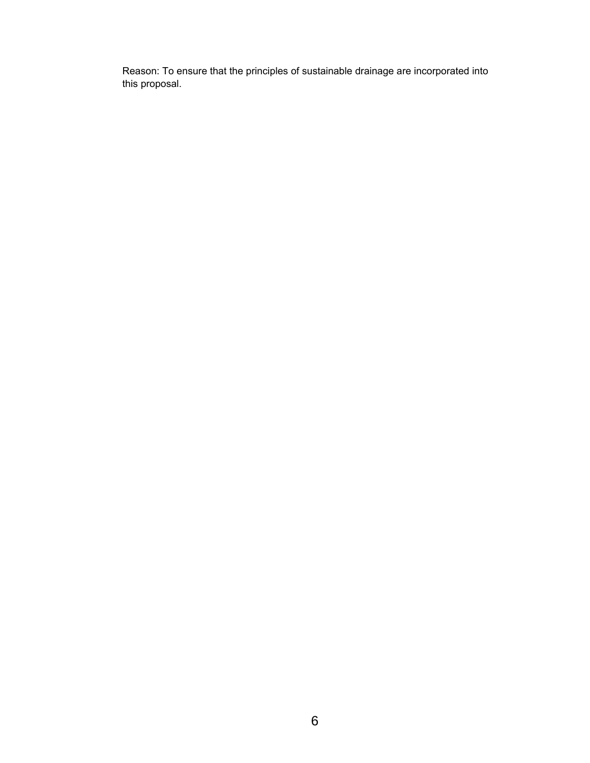Reason: To ensure that the principles of sustainable drainage are incorporated into this proposal.